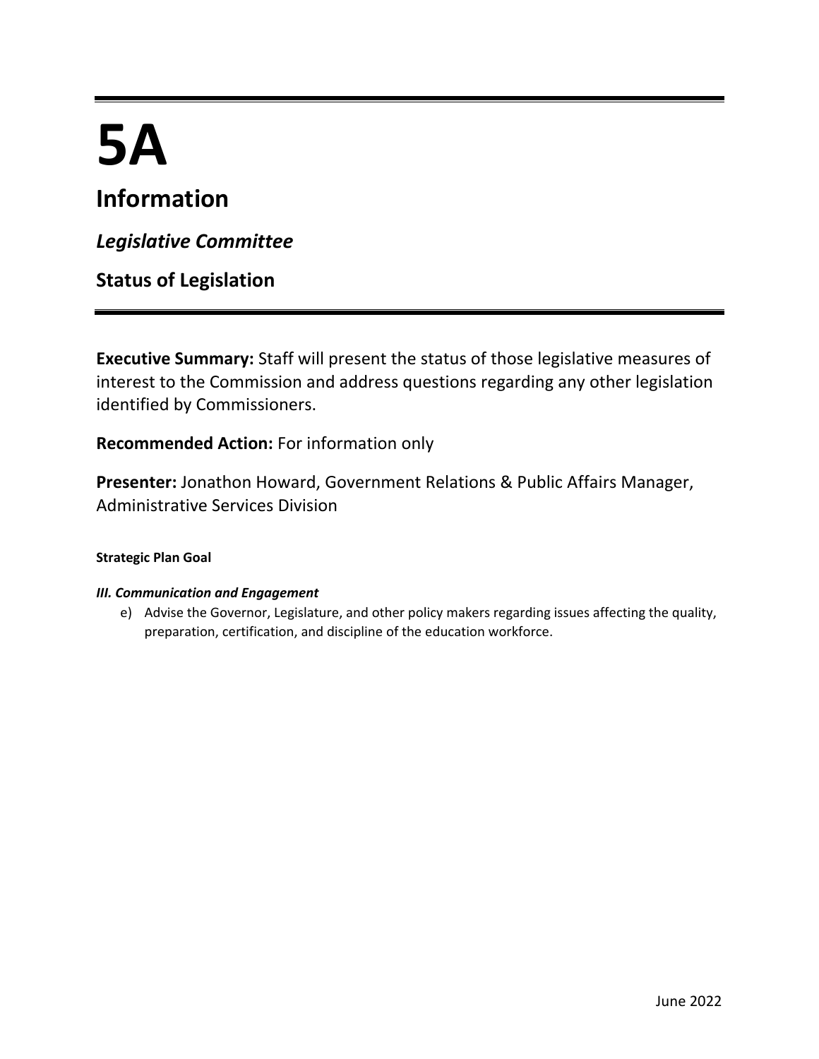# 5A

## Information

### *Legislative Committee*

### Status of Legislation

**Executive Summary:** Staff will present the status of those legislative measures of interest to the Commission and address questions regarding any other legislation identified by Commissioners.

**Recommended Action:** For information only

**Presenter:** Jonathon Howard, Government Relations & Public Affairs Manager, Administrative Services Division

**Strategic Plan Goal**

***III. Communication and Engagement***

e) Advise the Governor, Legislature, and other policy makers regarding issues affecting the quality, preparation, certification, and discipline of the education workforce.

June 2022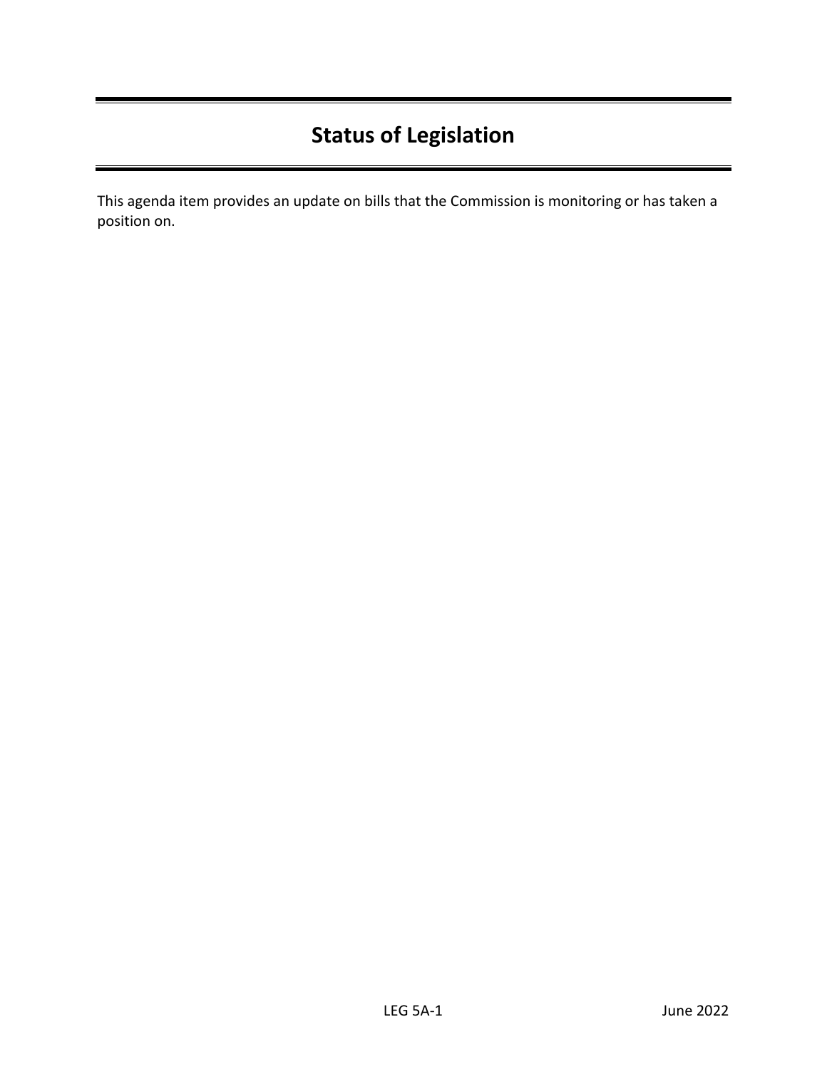# Status of Legislation

This agenda item provides an update on bills that the Commission is monitoring or has taken a position on.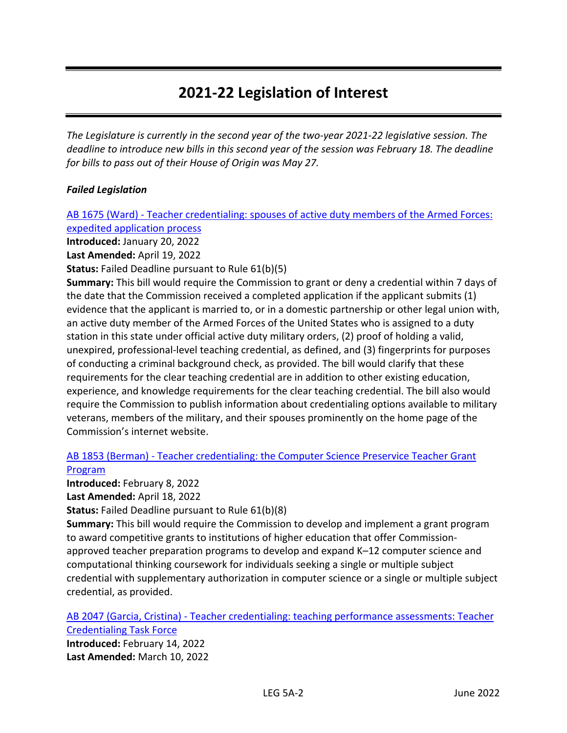# 2021-22 Legislation of Interest

*The Legislature is currently in the second year of the two-year 2021-22 legislative session. The deadline to introduce new bills in this second year of the session was February 18. The deadline for bills to pass out of their House of Origin was May 27.*

***Failed Legislation***

[AB 1675 (Ward) - Teacher credentialing: spouses of active duty members of the Armed Forces: expedited application process]()

**Introduced:** January 20, 2022

**Last Amended:** April 19, 2022

**Status:** Failed Deadline pursuant to Rule 61(b)(5)

**Summary:** This bill would require the Commission to grant or deny a credential within 7 days of the date that the Commission received a completed application if the applicant submits (1) evidence that the applicant is married to, or in a domestic partnership or other legal union with, an active duty member of the Armed Forces of the United States who is assigned to a duty station in this state under official active duty military orders, (2) proof of holding a valid, unexpired, professional-level teaching credential, as defined, and (3) fingerprints for purposes of conducting a criminal background check, as provided. The bill would clarify that these requirements for the clear teaching credential are in addition to other existing education, experience, and knowledge requirements for the clear teaching credential. The bill also would require the Commission to publish information about credentialing options available to military veterans, members of the military, and their spouses prominently on the home page of the Commission's internet website.

[AB 1853 (Berman) - Teacher credentialing: the Computer Science Preservice Teacher Grant Program]()

**Introduced:** February 8, 2022

**Last Amended:** April 18, 2022

**Status:** Failed Deadline pursuant to Rule 61(b)(8)

**Summary:** This bill would require the Commission to develop and implement a grant program to award competitive grants to institutions of higher education that offer Commission-approved teacher preparation programs to develop and expand K–12 computer science and computational thinking coursework for individuals seeking a single or multiple subject credential with supplementary authorization in computer science or a single or multiple subject credential, as provided.

[AB 2047 (Garcia, Cristina) - Teacher credentialing: teaching performance assessments: Teacher Credentialing Task Force]()

**Introduced:** February 14, 2022

**Last Amended:** March 10, 2022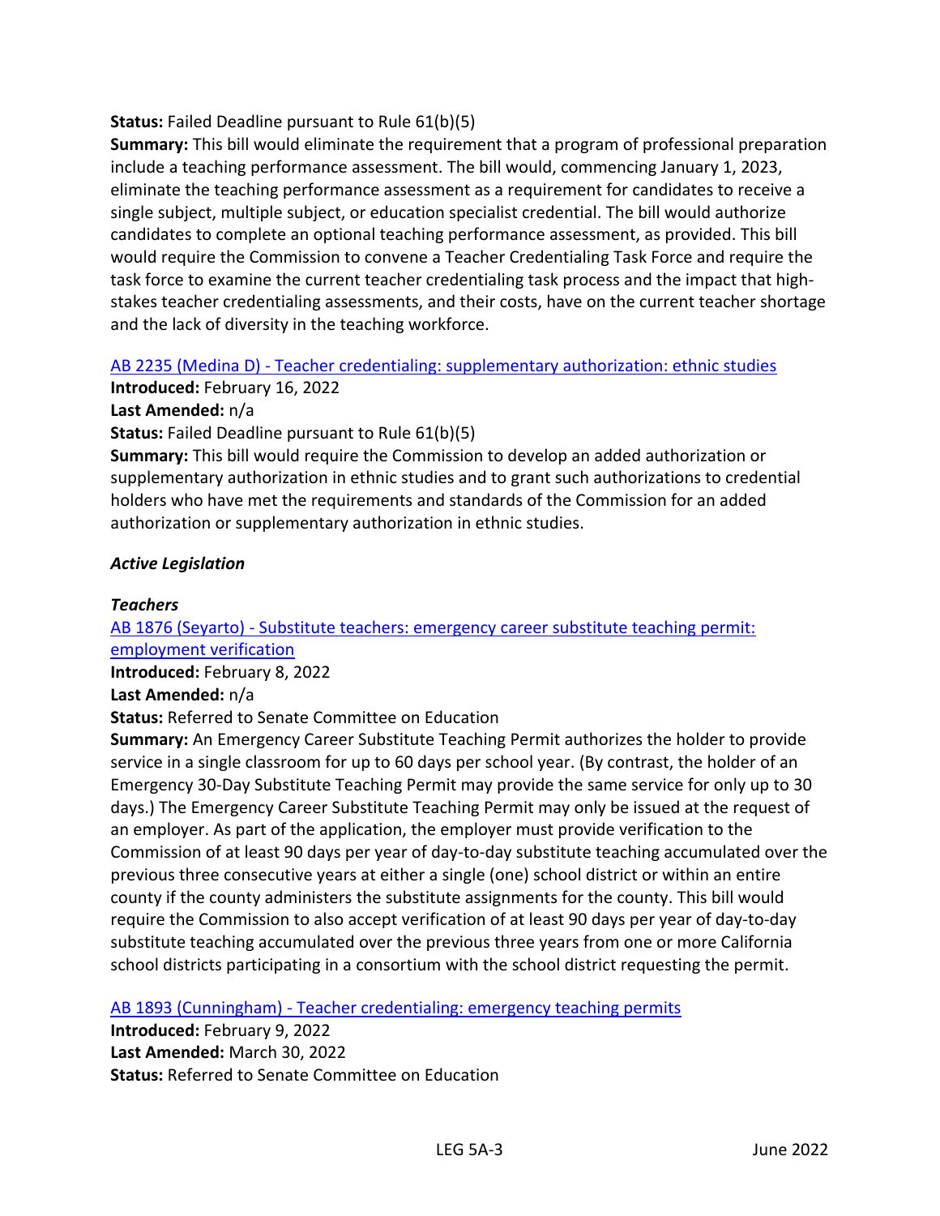**Status:** Failed Deadline pursuant to Rule 61(b)(5)

**Summary:** This bill would eliminate the requirement that a program of professional preparation include a teaching performance assessment. The bill would, commencing January 1, 2023, eliminate the teaching performance assessment as a requirement for candidates to receive a single subject, multiple subject, or education specialist credential. The bill would authorize candidates to complete an optional teaching performance assessment, as provided. This bill would require the Commission to convene a Teacher Credentialing Task Force and require the task force to examine the current teacher credentialing task process and the impact that high-stakes teacher credentialing assessments, and their costs, have on the current teacher shortage and the lack of diversity in the teaching workforce.

AB 2235 (Medina D) - Teacher credentialing: supplementary authorization: ethnic studies

**Introduced:** February 16, 2022

**Last Amended:** n/a

**Status:** Failed Deadline pursuant to Rule 61(b)(5)

**Summary:** This bill would require the Commission to develop an added authorization or supplementary authorization in ethnic studies and to grant such authorizations to credential holders who have met the requirements and standards of the Commission for an added authorization or supplementary authorization in ethnic studies.

***Active Legislation***

***Teachers***

AB 1876 (Seyarto) - Substitute teachers: emergency career substitute teaching permit: employment verification

**Introduced:** February 8, 2022

**Last Amended:** n/a

**Status:** Referred to Senate Committee on Education

**Summary:** An Emergency Career Substitute Teaching Permit authorizes the holder to provide service in a single classroom for up to 60 days per school year. (By contrast, the holder of an Emergency 30-Day Substitute Teaching Permit may provide the same service for only up to 30 days.) The Emergency Career Substitute Teaching Permit may only be issued at the request of an employer. As part of the application, the employer must provide verification to the Commission of at least 90 days per year of day-to-day substitute teaching accumulated over the previous three consecutive years at either a single (one) school district or within an entire county if the county administers the substitute assignments for the county. This bill would require the Commission to also accept verification of at least 90 days per year of day-to-day substitute teaching accumulated over the previous three years from one or more California school districts participating in a consortium with the school district requesting the permit.

AB 1893 (Cunningham) - Teacher credentialing: emergency teaching permits

**Introduced:** February 9, 2022

**Last Amended:** March 30, 2022

**Status:** Referred to Senate Committee on Education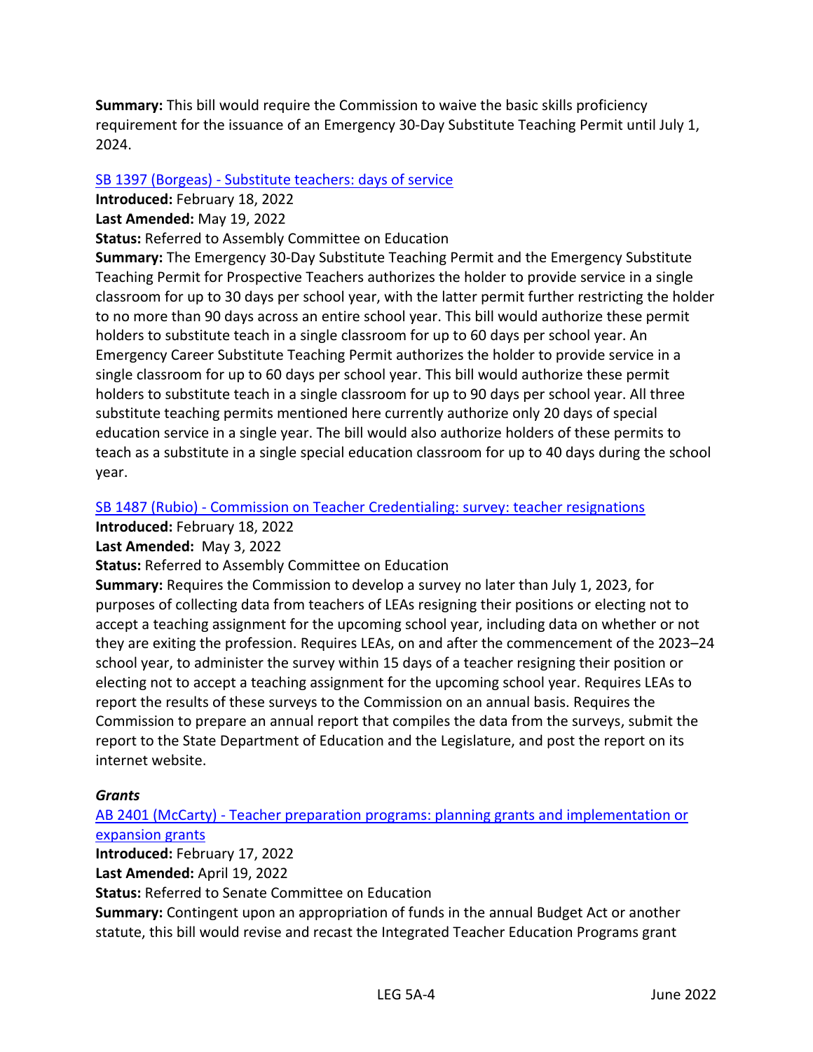**Summary:** This bill would require the Commission to waive the basic skills proficiency requirement for the issuance of an Emergency 30-Day Substitute Teaching Permit until July 1, 2024.

[SB 1397 (Borgeas) - Substitute teachers: days of service](#)

**Introduced:** February 18, 2022

**Last Amended:** May 19, 2022

**Status:** Referred to Assembly Committee on Education

**Summary:** The Emergency 30-Day Substitute Teaching Permit and the Emergency Substitute Teaching Permit for Prospective Teachers authorizes the holder to provide service in a single classroom for up to 30 days per school year, with the latter permit further restricting the holder to no more than 90 days across an entire school year. This bill would authorize these permit holders to substitute teach in a single classroom for up to 60 days per school year. An Emergency Career Substitute Teaching Permit authorizes the holder to provide service in a single classroom for up to 60 days per school year. This bill would authorize these permit holders to substitute teach in a single classroom for up to 90 days per school year. All three substitute teaching permits mentioned here currently authorize only 20 days of special education service in a single year. The bill would also authorize holders of these permits to teach as a substitute in a single special education classroom for up to 40 days during the school year.

[SB 1487 (Rubio) - Commission on Teacher Credentialing: survey: teacher resignations](#)

**Introduced:** February 18, 2022

**Last Amended:** May 3, 2022

**Status:** Referred to Assembly Committee on Education

**Summary:** Requires the Commission to develop a survey no later than July 1, 2023, for purposes of collecting data from teachers of LEAs resigning their positions or electing not to accept a teaching assignment for the upcoming school year, including data on whether or not they are exiting the profession. Requires LEAs, on and after the commencement of the 2023–24 school year, to administer the survey within 15 days of a teacher resigning their position or electing not to accept a teaching assignment for the upcoming school year. Requires LEAs to report the results of these surveys to the Commission on an annual basis. Requires the Commission to prepare an annual report that compiles the data from the surveys, submit the report to the State Department of Education and the Legislature, and post the report on its internet website.

***Grants***

[AB 2401 (McCarty) - Teacher preparation programs: planning grants and implementation or expansion grants](#)

**Introduced:** February 17, 2022

**Last Amended:** April 19, 2022

**Status:** Referred to Senate Committee on Education

**Summary:** Contingent upon an appropriation of funds in the annual Budget Act or another statute, this bill would revise and recast the Integrated Teacher Education Programs grant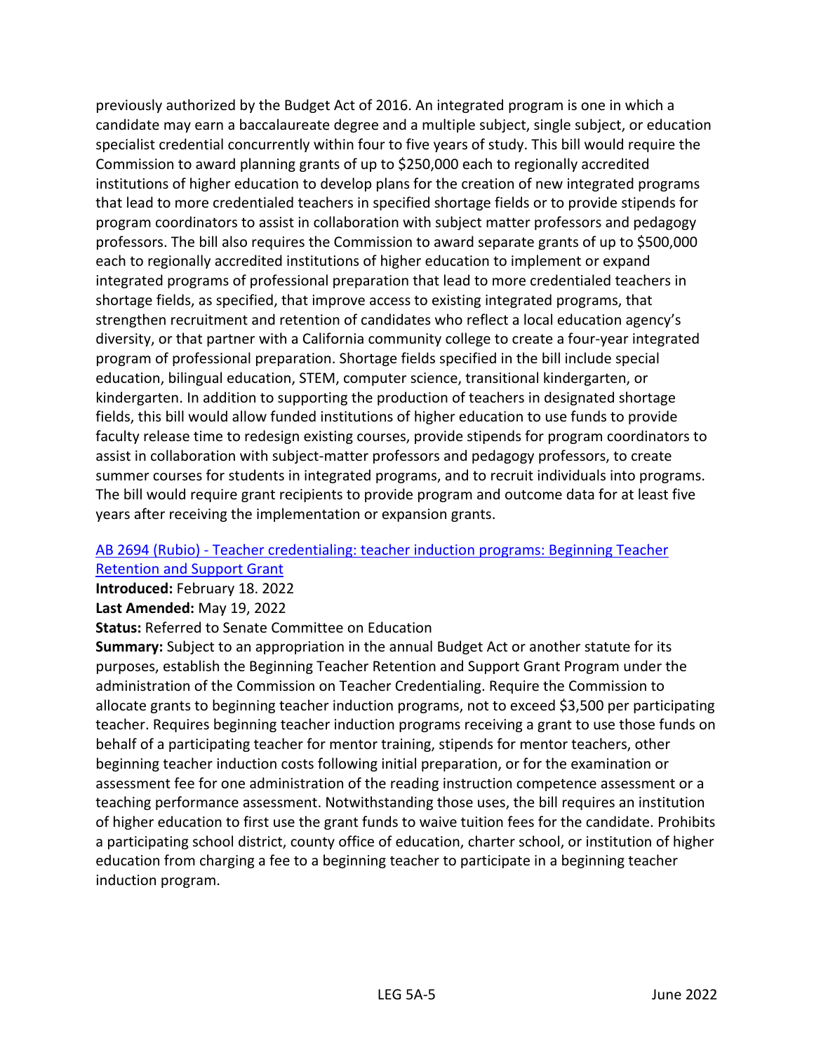previously authorized by the Budget Act of 2016. An integrated program is one in which a candidate may earn a baccalaureate degree and a multiple subject, single subject, or education specialist credential concurrently within four to five years of study. This bill would require the Commission to award planning grants of up to $250,000 each to regionally accredited institutions of higher education to develop plans for the creation of new integrated programs that lead to more credentialed teachers in specified shortage fields or to provide stipends for program coordinators to assist in collaboration with subject matter professors and pedagogy professors. The bill also requires the Commission to award separate grants of up to $500,000 each to regionally accredited institutions of higher education to implement or expand integrated programs of professional preparation that lead to more credentialed teachers in shortage fields, as specified, that improve access to existing integrated programs, that strengthen recruitment and retention of candidates who reflect a local education agency's diversity, or that partner with a California community college to create a four-year integrated program of professional preparation. Shortage fields specified in the bill include special education, bilingual education, STEM, computer science, transitional kindergarten, or kindergarten. In addition to supporting the production of teachers in designated shortage fields, this bill would allow funded institutions of higher education to use funds to provide faculty release time to redesign existing courses, provide stipends for program coordinators to assist in collaboration with subject-matter professors and pedagogy professors, to create summer courses for students in integrated programs, and to recruit individuals into programs. The bill would require grant recipients to provide program and outcome data for at least five years after receiving the implementation or expansion grants.

[AB 2694 (Rubio) - Teacher credentialing: teacher induction programs: Beginning Teacher Retention and Support Grant]

**Introduced:** February 18. 2022

**Last Amended:** May 19, 2022

**Status:** Referred to Senate Committee on Education

**Summary:** Subject to an appropriation in the annual Budget Act or another statute for its purposes, establish the Beginning Teacher Retention and Support Grant Program under the administration of the Commission on Teacher Credentialing. Require the Commission to allocate grants to beginning teacher induction programs, not to exceed $3,500 per participating teacher. Requires beginning teacher induction programs receiving a grant to use those funds on behalf of a participating teacher for mentor training, stipends for mentor teachers, other beginning teacher induction costs following initial preparation, or for the examination or assessment fee for one administration of the reading instruction competence assessment or a teaching performance assessment. Notwithstanding those uses, the bill requires an institution of higher education to first use the grant funds to waive tuition fees for the candidate. Prohibits a participating school district, county office of education, charter school, or institution of higher education from charging a fee to a beginning teacher to participate in a beginning teacher induction program.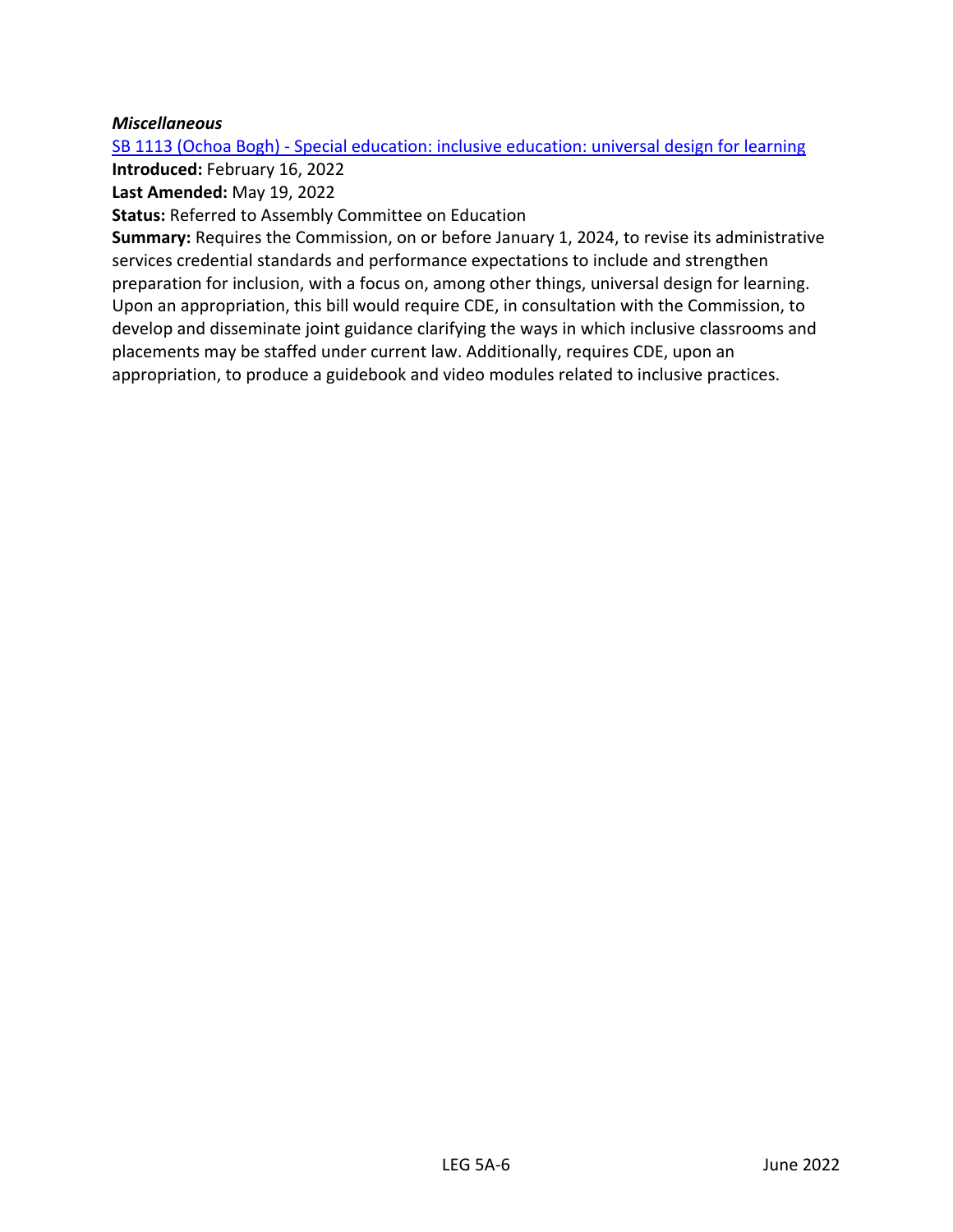***Miscellaneous***

[SB 1113 (Ochoa Bogh) - Special education: inclusive education: universal design for learning]

**Introduced:** February 16, 2022

**Last Amended:** May 19, 2022

**Status:** Referred to Assembly Committee on Education

**Summary:** Requires the Commission, on or before January 1, 2024, to revise its administrative services credential standards and performance expectations to include and strengthen preparation for inclusion, with a focus on, among other things, universal design for learning. Upon an appropriation, this bill would require CDE, in consultation with the Commission, to develop and disseminate joint guidance clarifying the ways in which inclusive classrooms and placements may be staffed under current law. Additionally, requires CDE, upon an appropriation, to produce a guidebook and video modules related to inclusive practices.